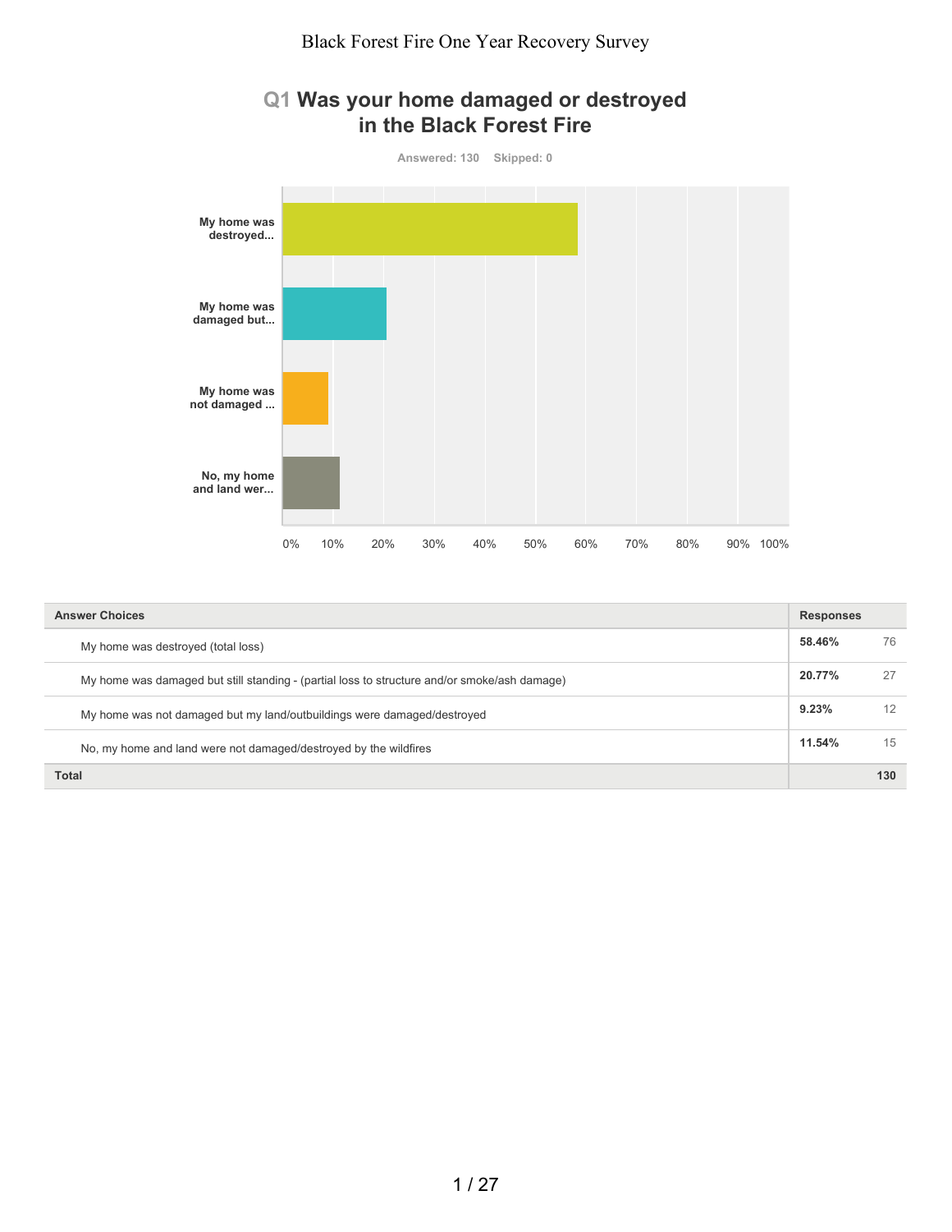# Black Forest Fire One Year Recovery Survey

## Q1 Was your home damaged or destroyed in the Black Forest Fire

Answered: 130 Skipped: 0

| Answer Choices | Responses | |
|---|---|---|
| My home was destroyed (total loss) | **58.46%** | 76 |
| My home was damaged but still standing - (partial loss to structure and/or smoke/ash damage) | **20.77%** | 27 |
| My home was not damaged but my land/outbuildings were damaged/destroyed | **9.23%** | 12 |
| No, my home and land were not damaged/destroyed by the wildfires | **11.54%** | 15 |
| **Total** | | **130** |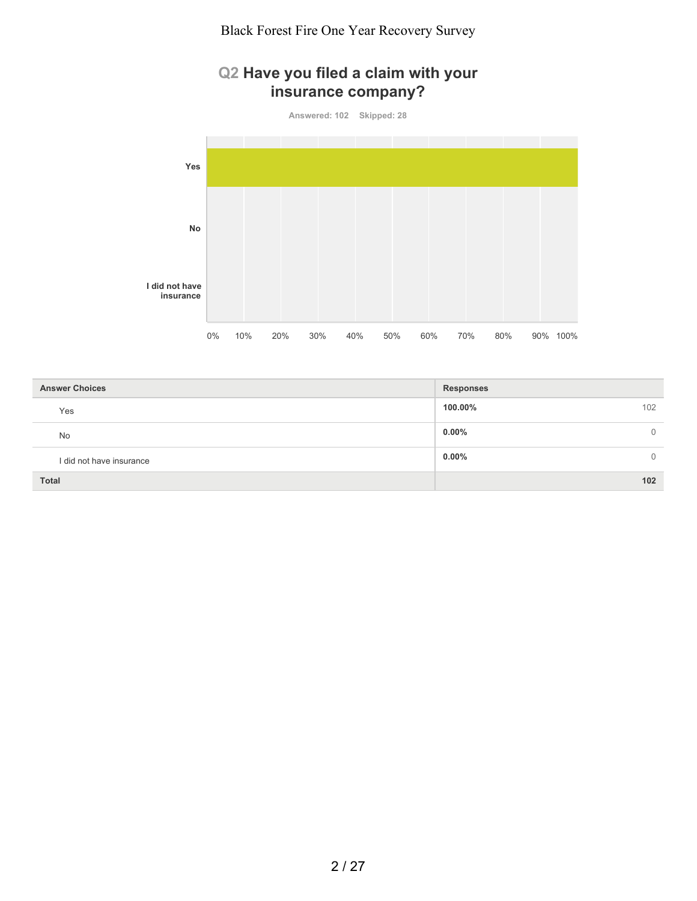## Q2 Have you filed a claim with your insurance company?

Answered: 102 Skipped: 28

| Answer Choices | Responses | |
|---|---|---|
| Yes | 100.00% | 102 |
| No | 0.00% | 0 |
| I did not have insurance | 0.00% | 0 |
| **Total** | | **102** |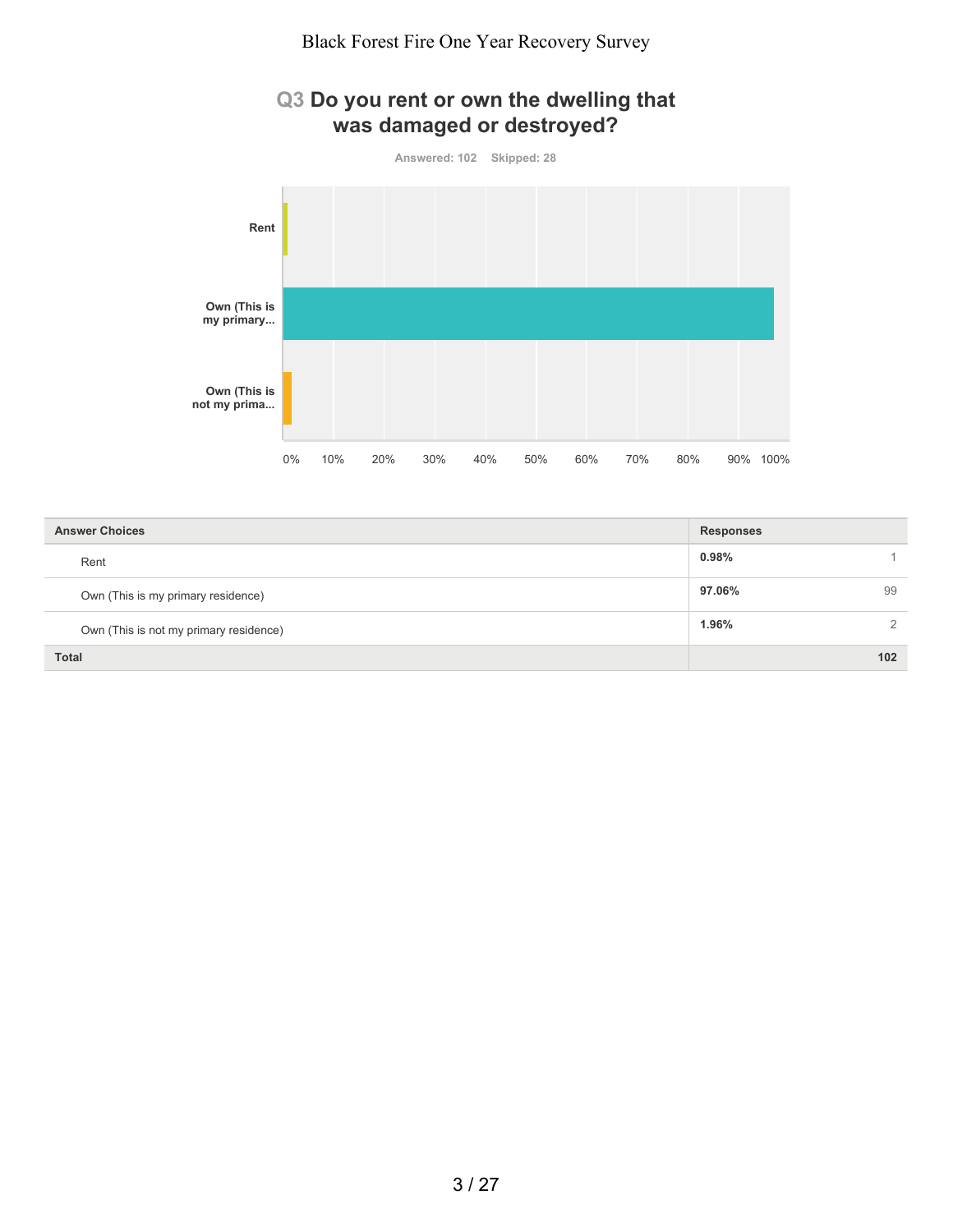## Q3 Do you rent or own the dwelling that was damaged or destroyed?

Answered: 102 Skipped: 28

| Answer Choices | Responses | |
|---|---|---|
| Rent | 0.98% | 1 |
| Own (This is my primary residence) | 97.06% | 99 |
| Own (This is not my primary residence) | 1.96% | 2 |
| **Total** | | **102** |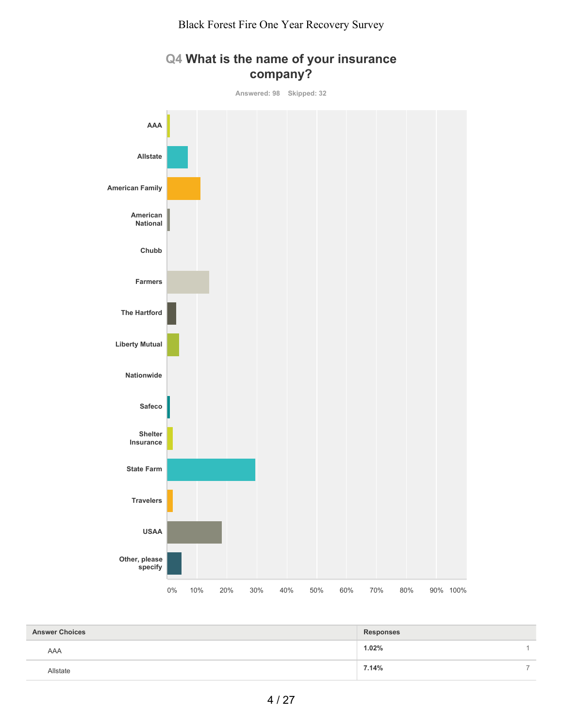## Q4 What is the name of your insurance company?

Answered: 98 Skipped: 32

AAA

Allstate

American Family

American National

Chubb

Farmers

The Hartford

Liberty Mutual

Nationwide

Safeco

Shelter Insurance

State Farm

Travelers

USAA

Other, please specify

0% 10% 20% 30% 40% 50% 60% 70% 80% 90% 100%

| Answer Choices | Responses | |
|---|---|---|
| AAA | **1.02%** | 1 |
| Allstate | **7.14%** | 7 |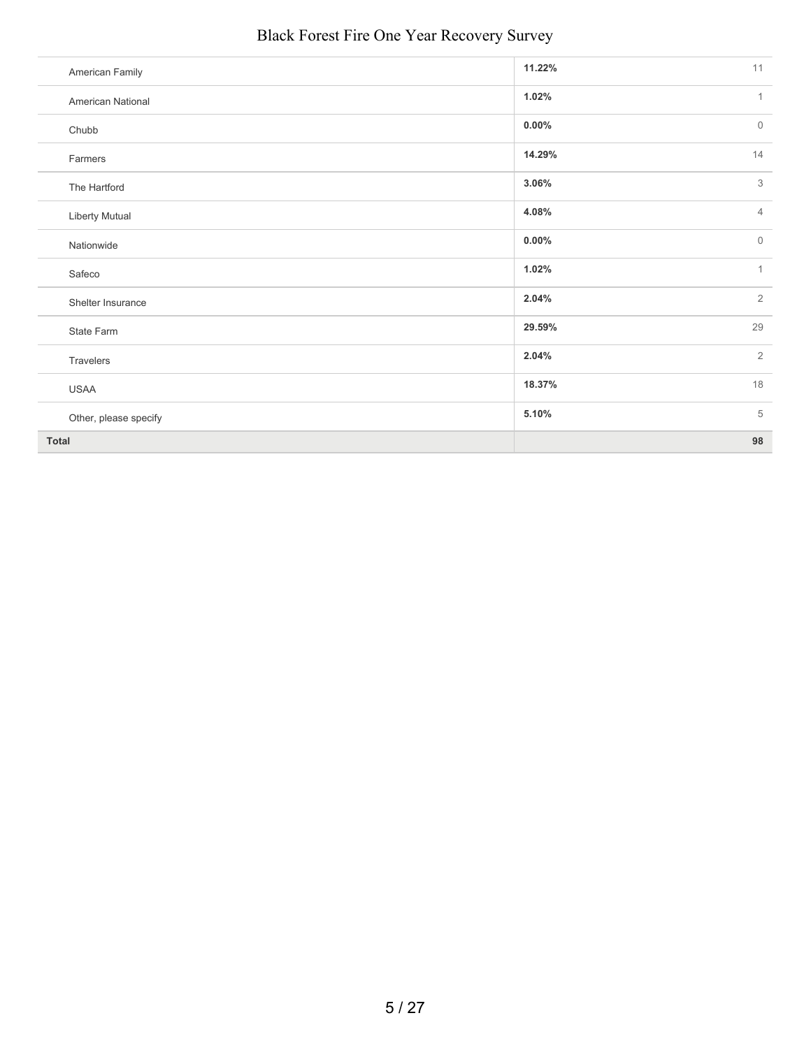| | | |
|---|---|---|
| American Family | **11.22%** | 11 |
| American National | **1.02%** | 1 |
| Chubb | **0.00%** | 0 |
| Farmers | **14.29%** | 14 |
| The Hartford | **3.06%** | 3 |
| Liberty Mutual | **4.08%** | 4 |
| Nationwide | **0.00%** | 0 |
| Safeco | **1.02%** | 1 |
| Shelter Insurance | **2.04%** | 2 |
| State Farm | **29.59%** | 29 |
| Travelers | **2.04%** | 2 |
| USAA | **18.37%** | 18 |
| Other, please specify | **5.10%** | 5 |
| **Total** | | **98** |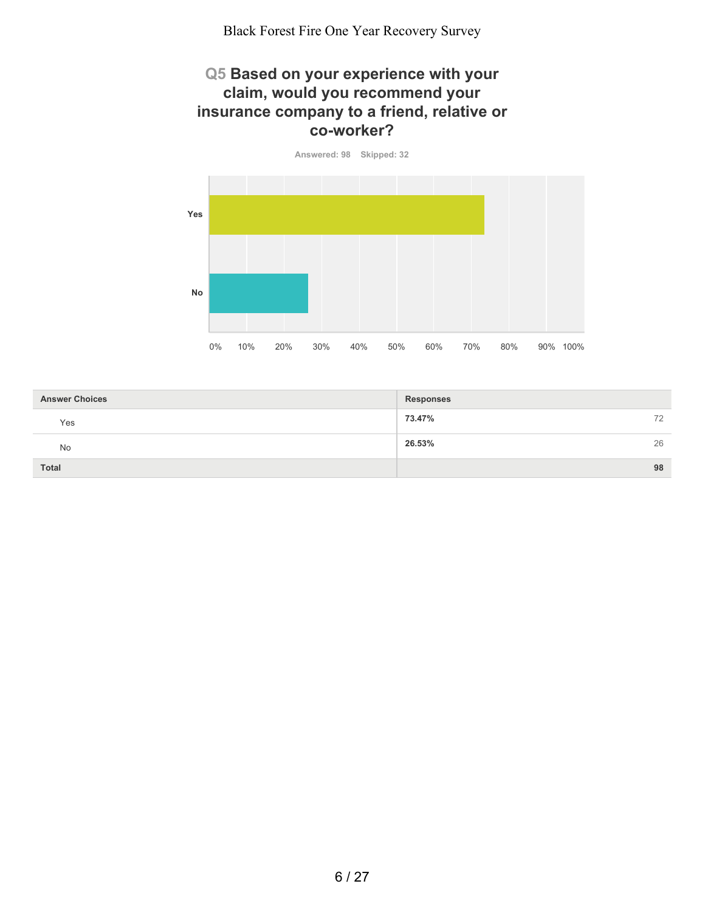## Q5 Based on your experience with your claim, would you recommend your insurance company to a friend, relative or co-worker?

Answered: 98 Skipped: 32

| Answer Choices | Responses | |
|---|---|---|
| Yes | 73.47% | 72 |
| No | 26.53% | 26 |
| Total | | 98 |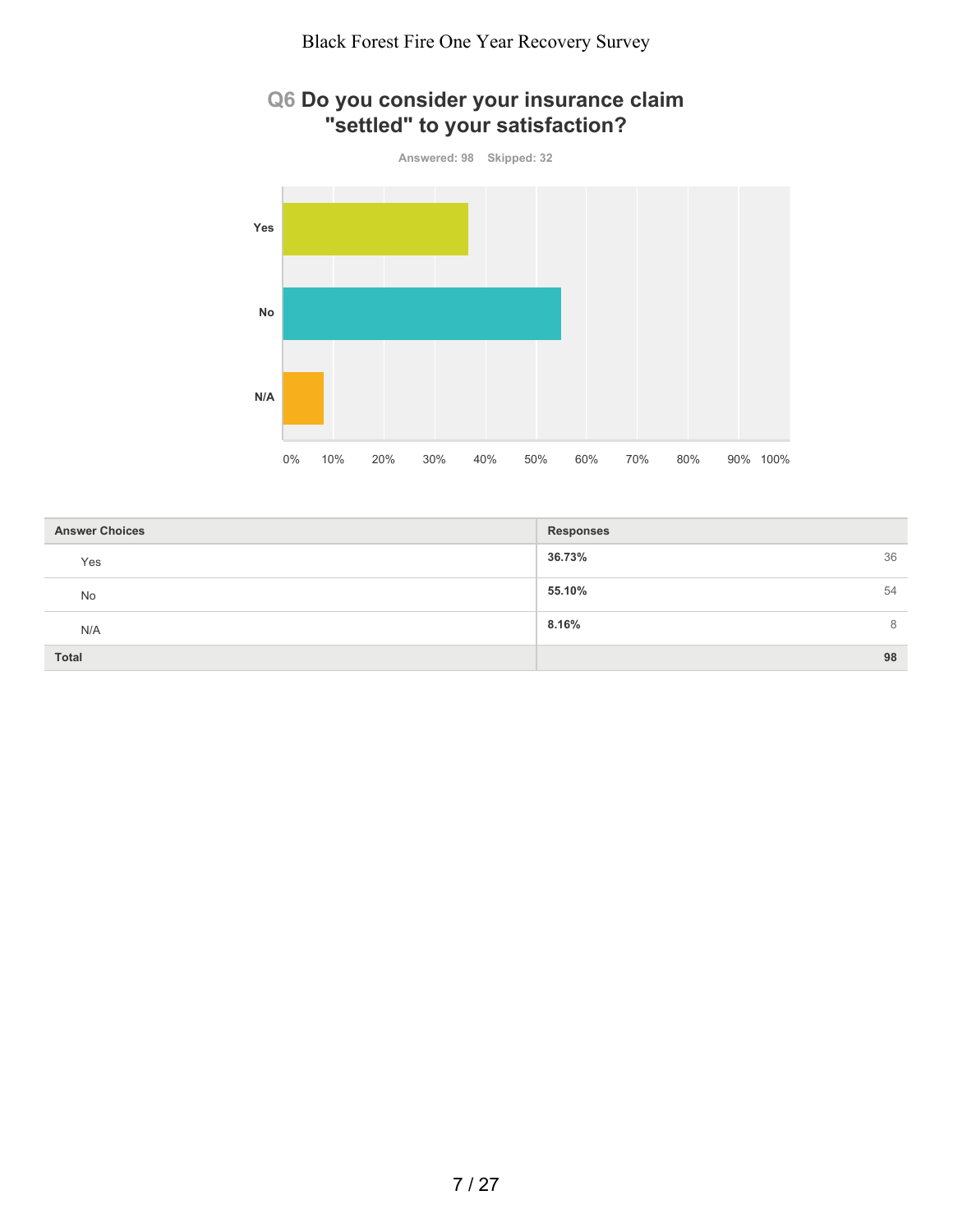## Q6 Do you consider your insurance claim "settled" to your satisfaction?

Answered: 98 Skipped: 32

| Answer Choices | Responses | |
|---|---|---|
| Yes | **36.73%** | 36 |
| No | **55.10%** | 54 |
| N/A | **8.16%** | 8 |
| **Total** | | **98** |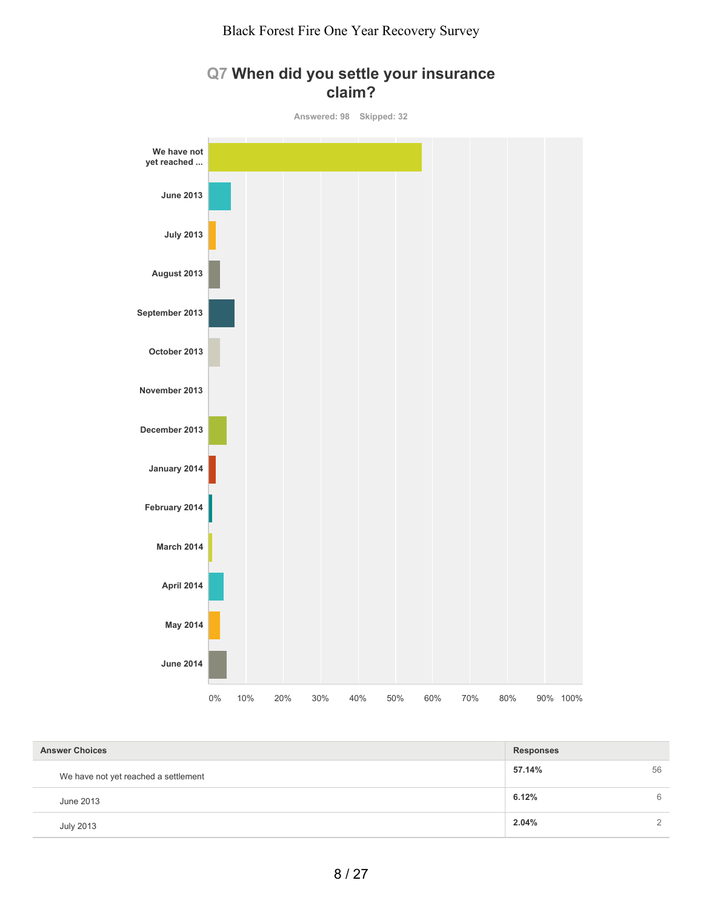# Black Forest Fire One Year Recovery Survey

## Q7 When did you settle your insurance claim?

Answered: 98    Skipped: 32

We have not yet reached ...

June 2013

July 2013

August 2013

September 2013

October 2013

November 2013

December 2013

January 2014

February 2014

March 2014

April 2014

May 2014

June 2014

0% 10% 20% 30% 40% 50% 60% 70% 80% 90% 100%

| Answer Choices | Responses | |
|---|---|---|
| We have not yet reached a settlement | 57.14% | 56 |
| June 2013 | 6.12% | 6 |
| July 2013 | 2.04% | 2 |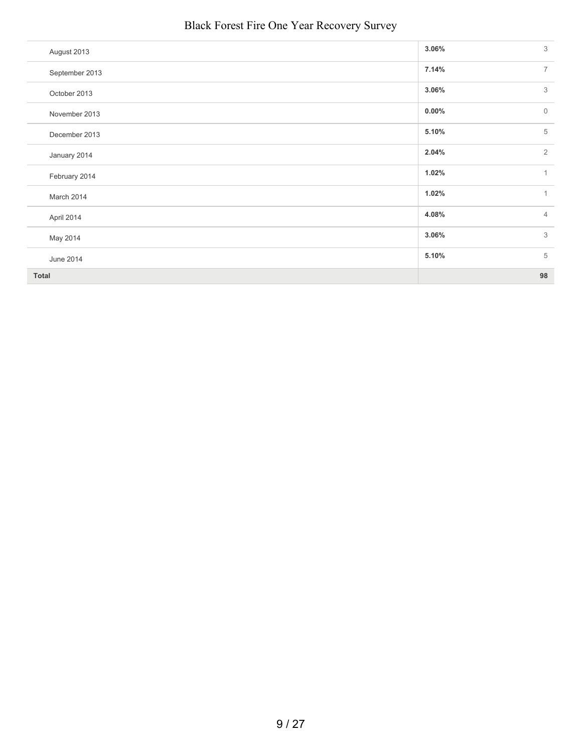| | | |
|---|---|---|
| August 2013 | 3.06% | 3 |
| September 2013 | 7.14% | 7 |
| October 2013 | 3.06% | 3 |
| November 2013 | 0.00% | 0 |
| December 2013 | 5.10% | 5 |
| January 2014 | 2.04% | 2 |
| February 2014 | 1.02% | 1 |
| March 2014 | 1.02% | 1 |
| April 2014 | 4.08% | 4 |
| May 2014 | 3.06% | 3 |
| June 2014 | 5.10% | 5 |
| **Total** | | **98** |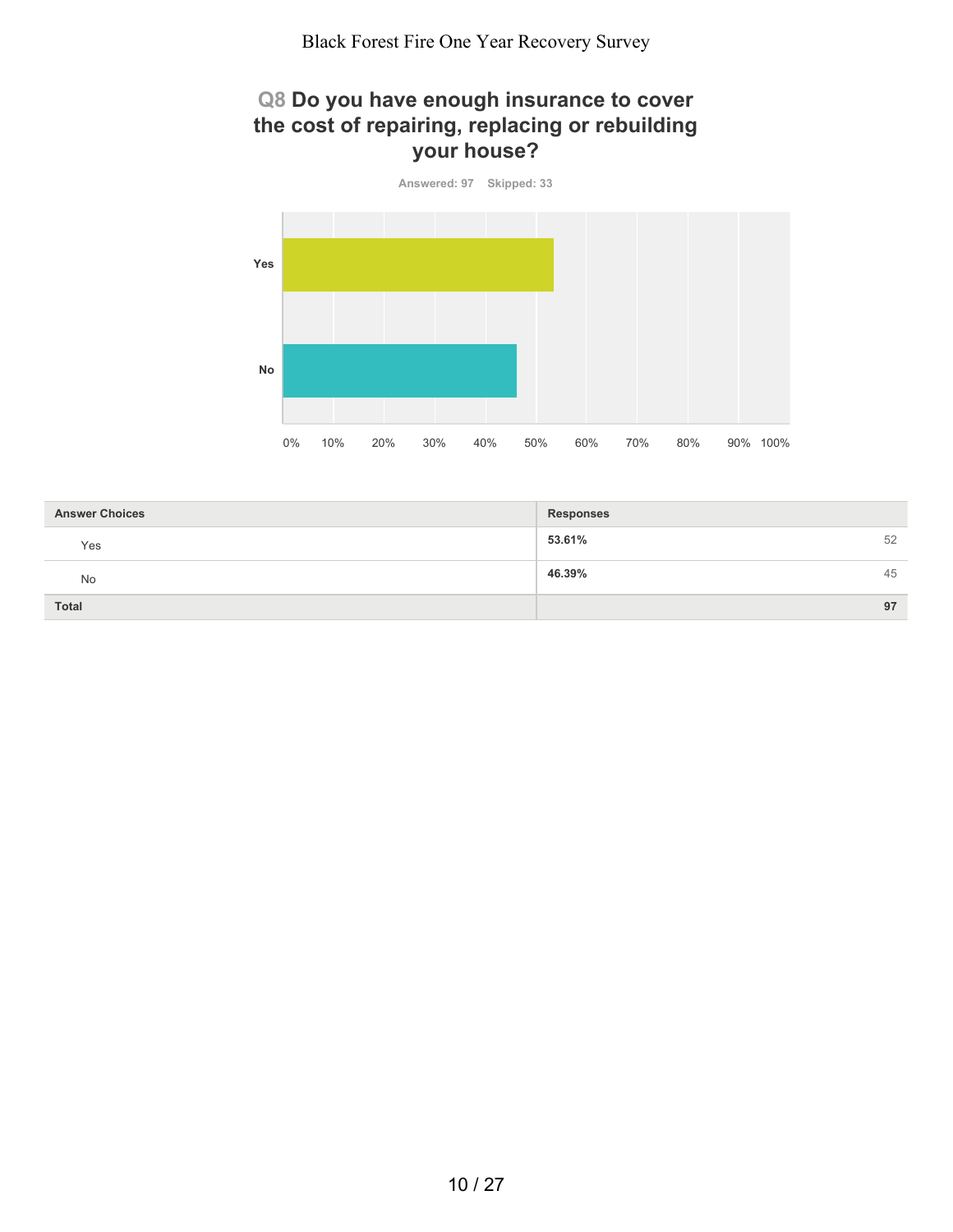## Q8 Do you have enough insurance to cover the cost of repairing, replacing or rebuilding your house?

Answered: 97 Skipped: 33

| Answer Choices | Responses | |
|---|---|---|
| Yes | 53.61% | 52 |
| No | 46.39% | 45 |
| Total | | 97 |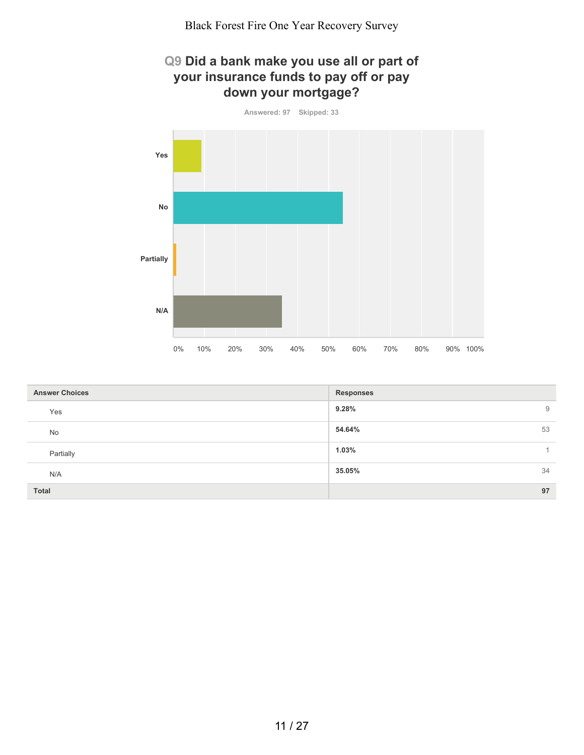## Q9 Did a bank make you use all or part of your insurance funds to pay off or pay down your mortgage?

Answered: 97 Skipped: 33

| Answer Choices | Responses | |
|---|---|---|
| Yes | 9.28% | 9 |
| No | 54.64% | 53 |
| Partially | 1.03% | 1 |
| N/A | 35.05% | 34 |
| **Total** | | **97** |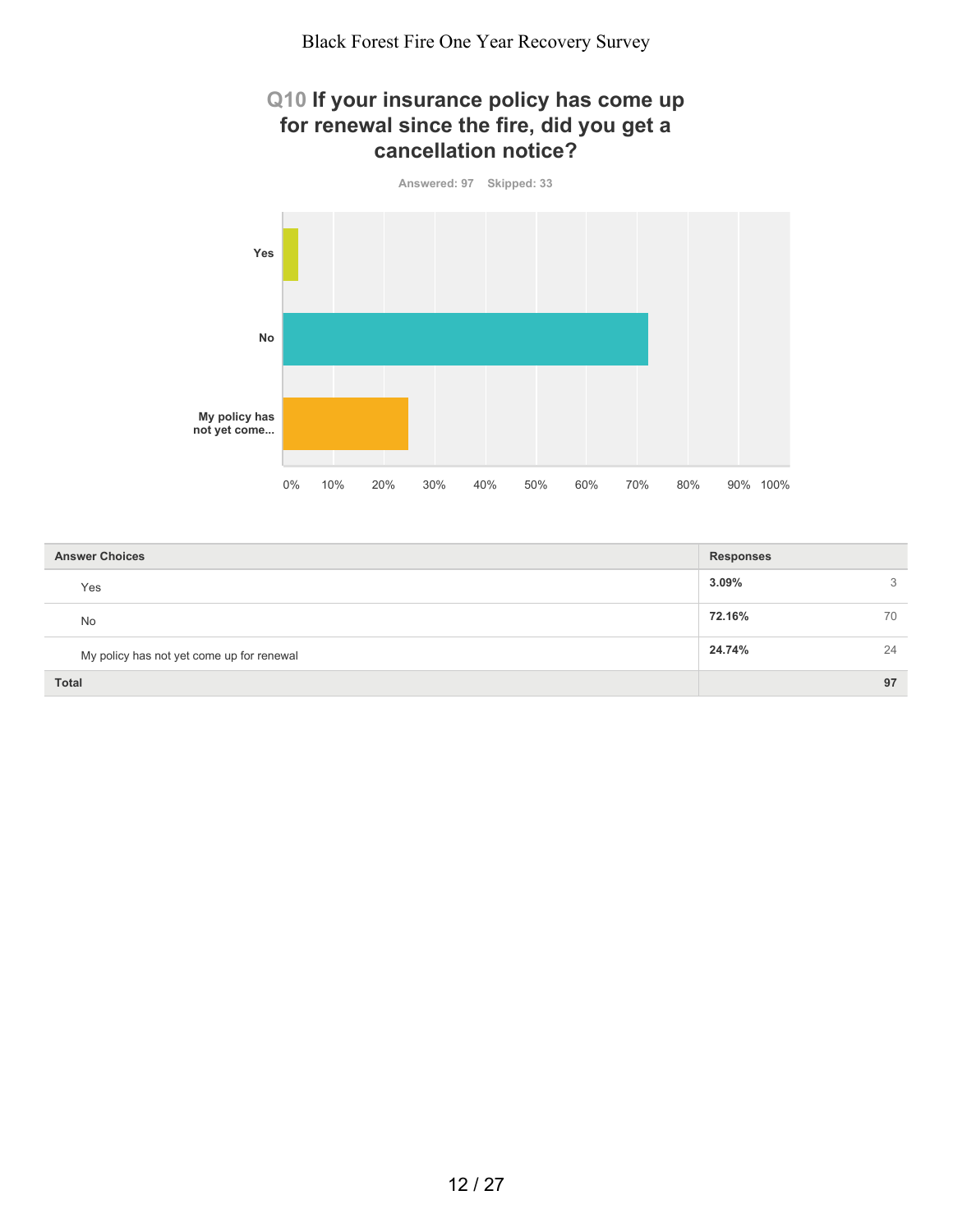## Q10 If your insurance policy has come up for renewal since the fire, did you get a cancellation notice?

Answered: 97    Skipped: 33

| Answer Choices | Responses | |
|---|---|---|
| Yes | 3.09% | 3 |
| No | 72.16% | 70 |
| My policy has not yet come up for renewal | 24.74% | 24 |
| **Total** | | **97** |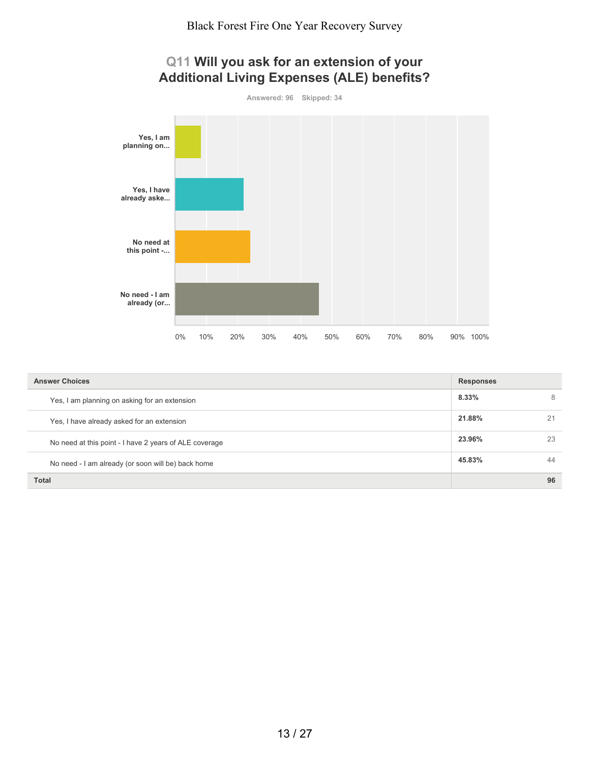## Q11 Will you ask for an extension of your Additional Living Expenses (ALE) benefits?

Answered: 96 Skipped: 34

| Answer Choices | Responses | |
|---|---|---|
| Yes, I am planning on asking for an extension | 8.33% | 8 |
| Yes, I have already asked for an extension | 21.88% | 21 |
| No need at this point - I have 2 years of ALE coverage | 23.96% | 23 |
| No need - I am already (or soon will be) back home | 45.83% | 44 |
| **Total** | | **96** |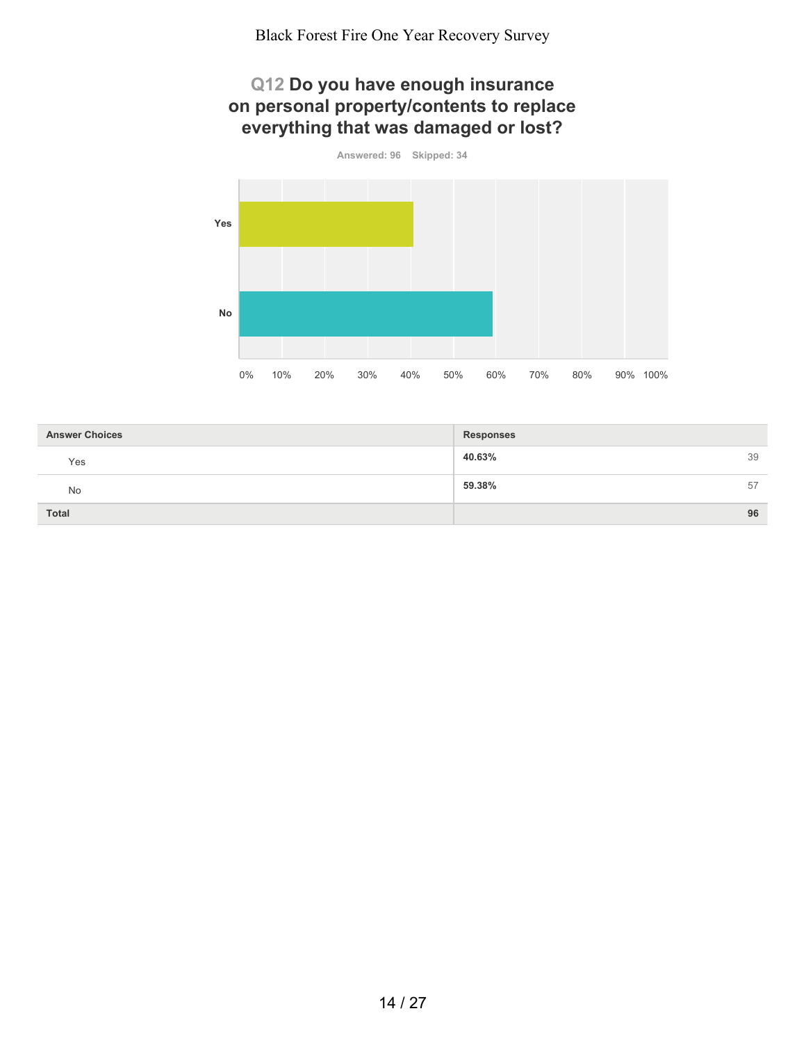## Q12 Do you have enough insurance on personal property/contents to replace everything that was damaged or lost?

Answered: 96 Skipped: 34

| Answer Choices | Responses | |
|---|---|---|
| Yes | 40.63% | 39 |
| No | 59.38% | 57 |
| **Total** | | **96** |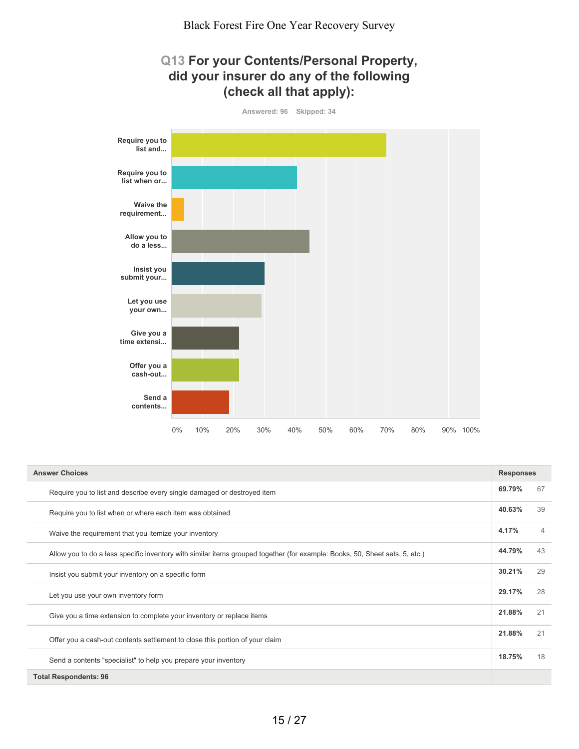## Q13 For your Contents/Personal Property, did your insurer do any of the following (check all that apply):

Answered: 96 Skipped: 34

| Answer Choices | Responses | |
|---|---|---|
| Require you to list and describe every single damaged or destroyed item | 69.79% | 67 |
| Require you to list when or where each item was obtained | 40.63% | 39 |
| Waive the requirement that you itemize your inventory | 4.17% | 4 |
| Allow you to do a less specific inventory with similar items grouped together (for example: Books, 50, Sheet sets, 5, etc.) | 44.79% | 43 |
| Insist you submit your inventory on a specific form | 30.21% | 29 |
| Let you use your own inventory form | 29.17% | 28 |
| Give you a time extension to complete your inventory or replace items | 21.88% | 21 |
| Offer you a cash-out contents settlement to close this portion of your claim | 21.88% | 21 |
| Send a contents "specialist" to help you prepare your inventory | 18.75% | 18 |
| **Total Respondents: 96** | | |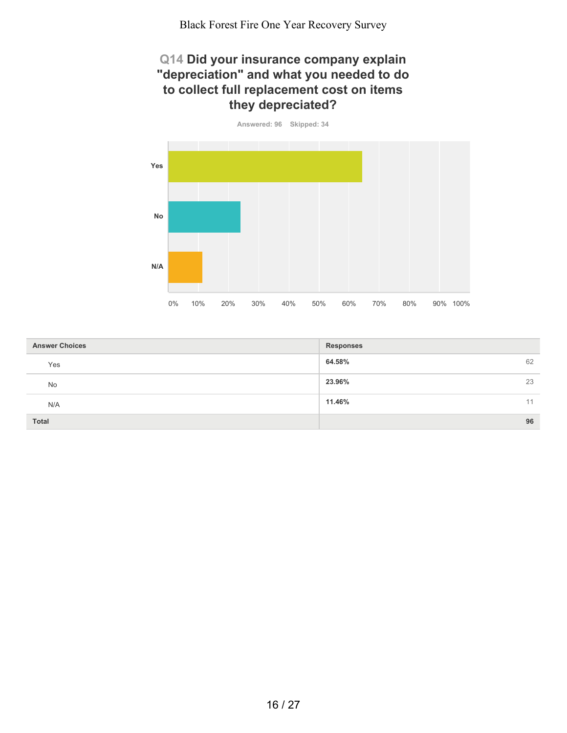## Q14 Did your insurance company explain "depreciation" and what you needed to do to collect full replacement cost on items they depreciated?

Answered: 96 Skipped: 34

| Answer Choices | Responses | |
|---|---|---|
| Yes | 64.58% | 62 |
| No | 23.96% | 23 |
| N/A | 11.46% | 11 |
| Total | | 96 |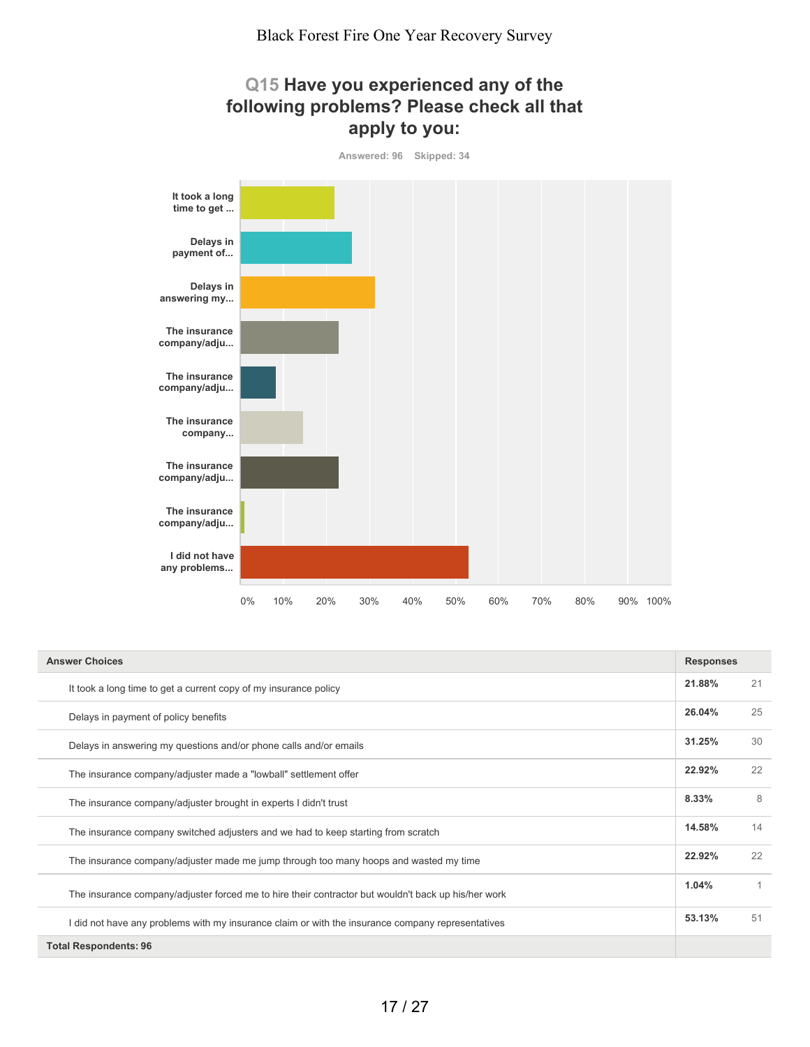## Q15 Have you experienced any of the following problems? Please check all that apply to you:

Answered: 96 Skipped: 34

| Answer Choices | Responses | |
|---|---|---|
| It took a long time to get a current copy of my insurance policy | **21.88%** | 21 |
| Delays in payment of policy benefits | **26.04%** | 25 |
| Delays in answering my questions and/or phone calls and/or emails | **31.25%** | 30 |
| The insurance company/adjuster made a "lowball" settlement offer | **22.92%** | 22 |
| The insurance company/adjuster brought in experts I didn't trust | **8.33%** | 8 |
| The insurance company switched adjusters and we had to keep starting from scratch | **14.58%** | 14 |
| The insurance company/adjuster made me jump through too many hoops and wasted my time | **22.92%** | 22 |
| The insurance company/adjuster forced me to hire their contractor but wouldn't back up his/her work | **1.04%** | 1 |
| I did not have any problems with my insurance claim or with the insurance company representatives | **53.13%** | 51 |
| **Total Respondents: 96** | | |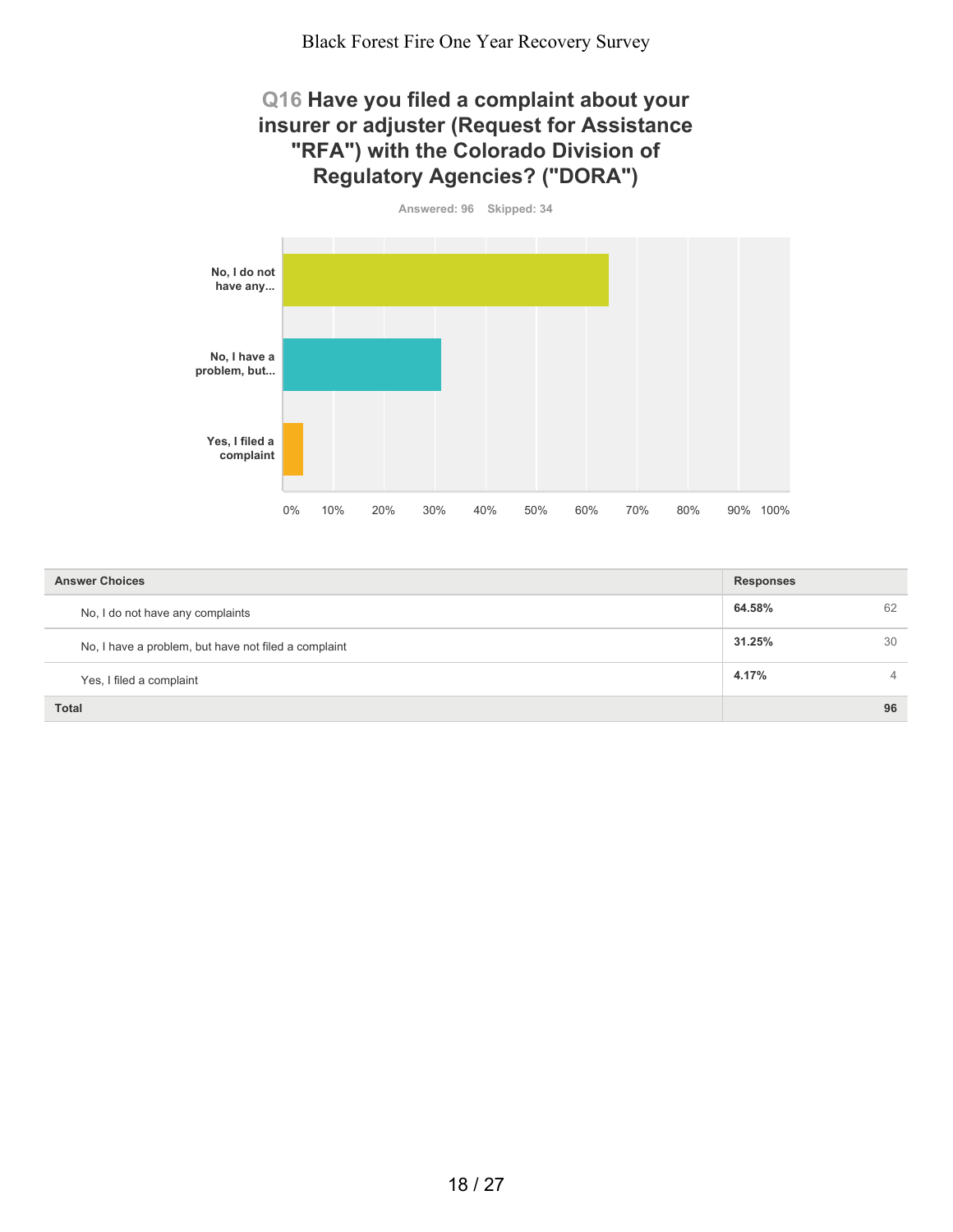## Q16 Have you filed a complaint about your insurer or adjuster (Request for Assistance "RFA") with the Colorado Division of Regulatory Agencies? ("DORA")

Answered: 96 Skipped: 34

| Answer Choices | Responses | |
|---|---|---|
| No, I do not have any complaints | **64.58%** | 62 |
| No, I have a problem, but have not filed a complaint | **31.25%** | 30 |
| Yes, I filed a complaint | **4.17%** | 4 |
| **Total** | | **96** |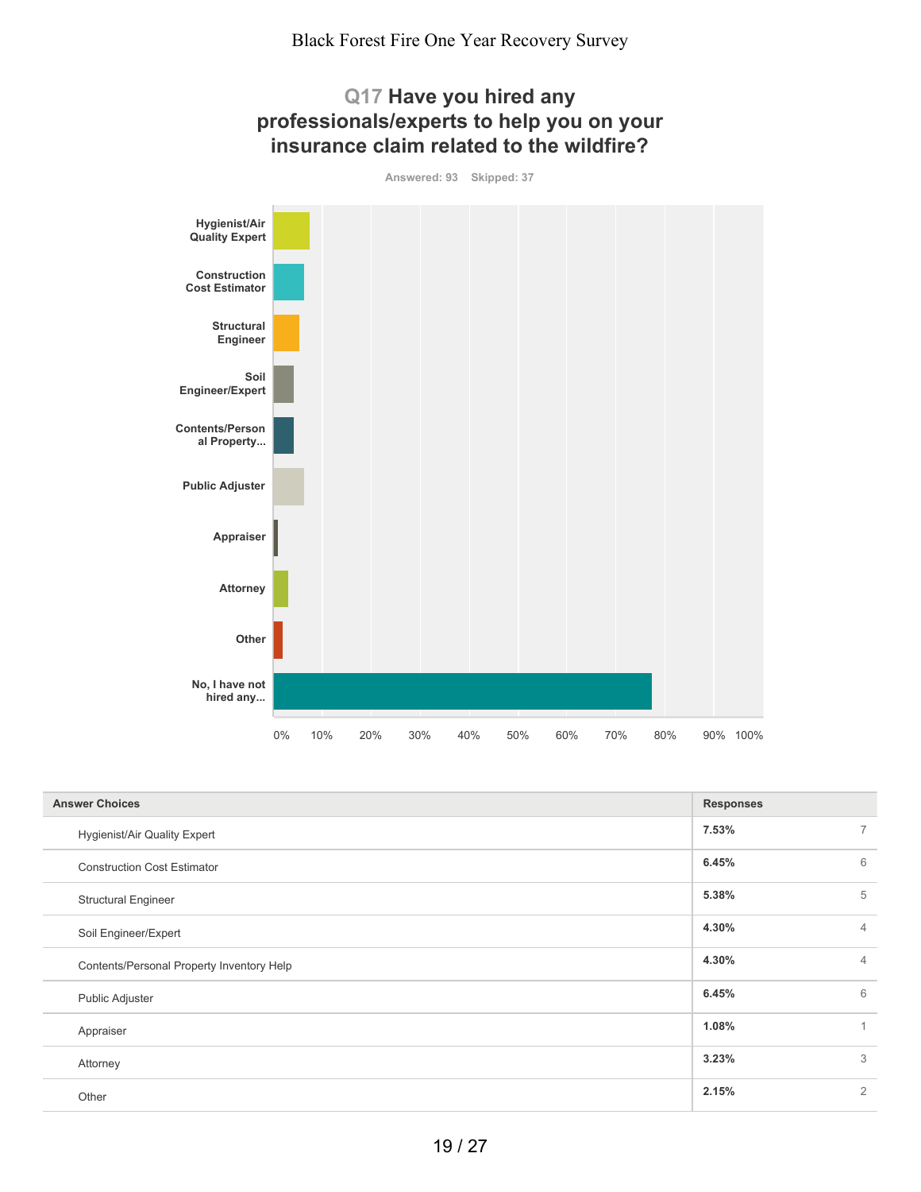## Q17 Have you hired any professionals/experts to help you on your insurance claim related to the wildfire?

Answered: 93 Skipped: 37

| Answer Choices | Responses | |
|---|---|---|
| Hygienist/Air Quality Expert | 7.53% | 7 |
| Construction Cost Estimator | 6.45% | 6 |
| Structural Engineer | 5.38% | 5 |
| Soil Engineer/Expert | 4.30% | 4 |
| Contents/Personal Property Inventory Help | 4.30% | 4 |
| Public Adjuster | 6.45% | 6 |
| Appraiser | 1.08% | 1 |
| Attorney | 3.23% | 3 |
| Other | 2.15% | 2 |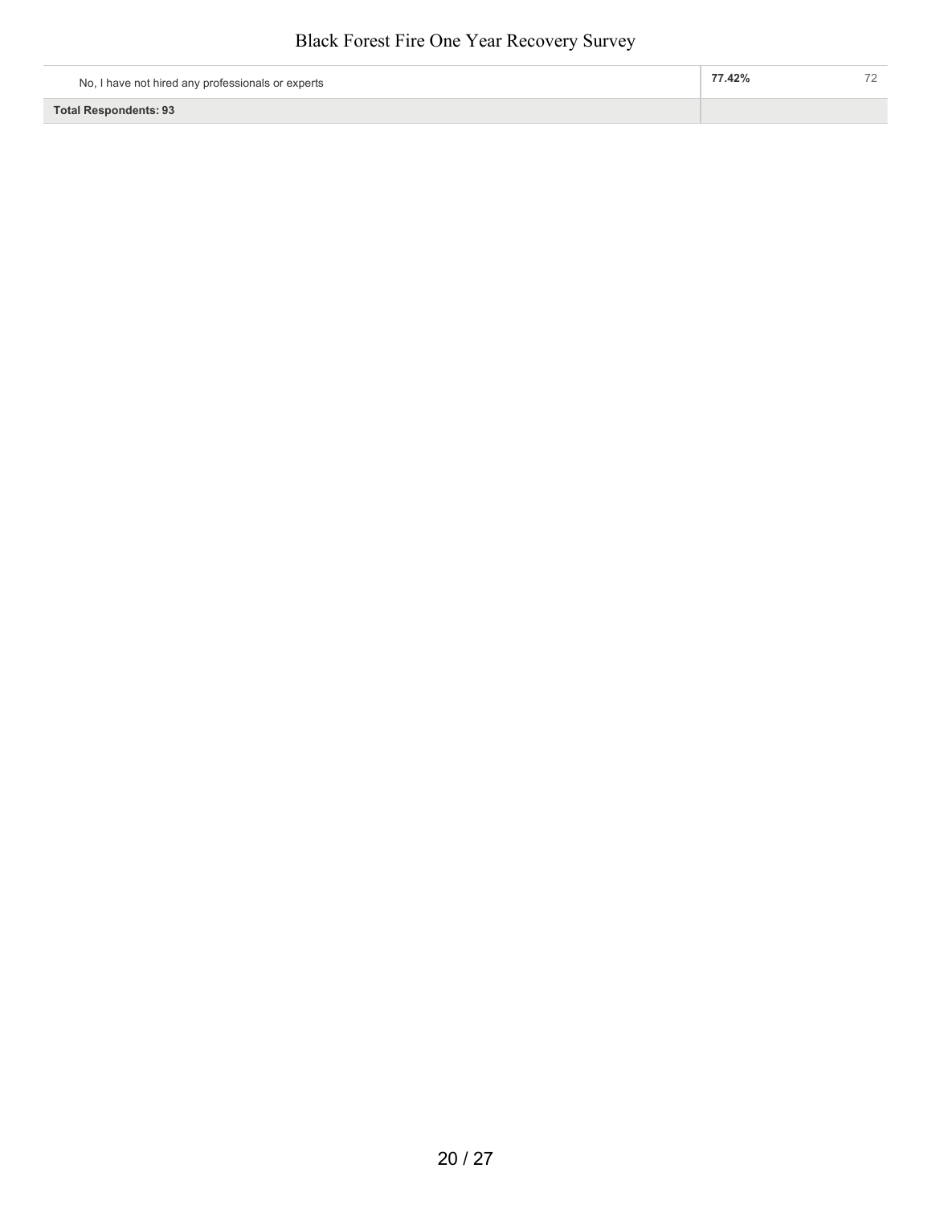| | | |
|---|---|---|
| No, I have not hired any professionals or experts | 77.42% | 72 |
| **Total Respondents: 93** | | |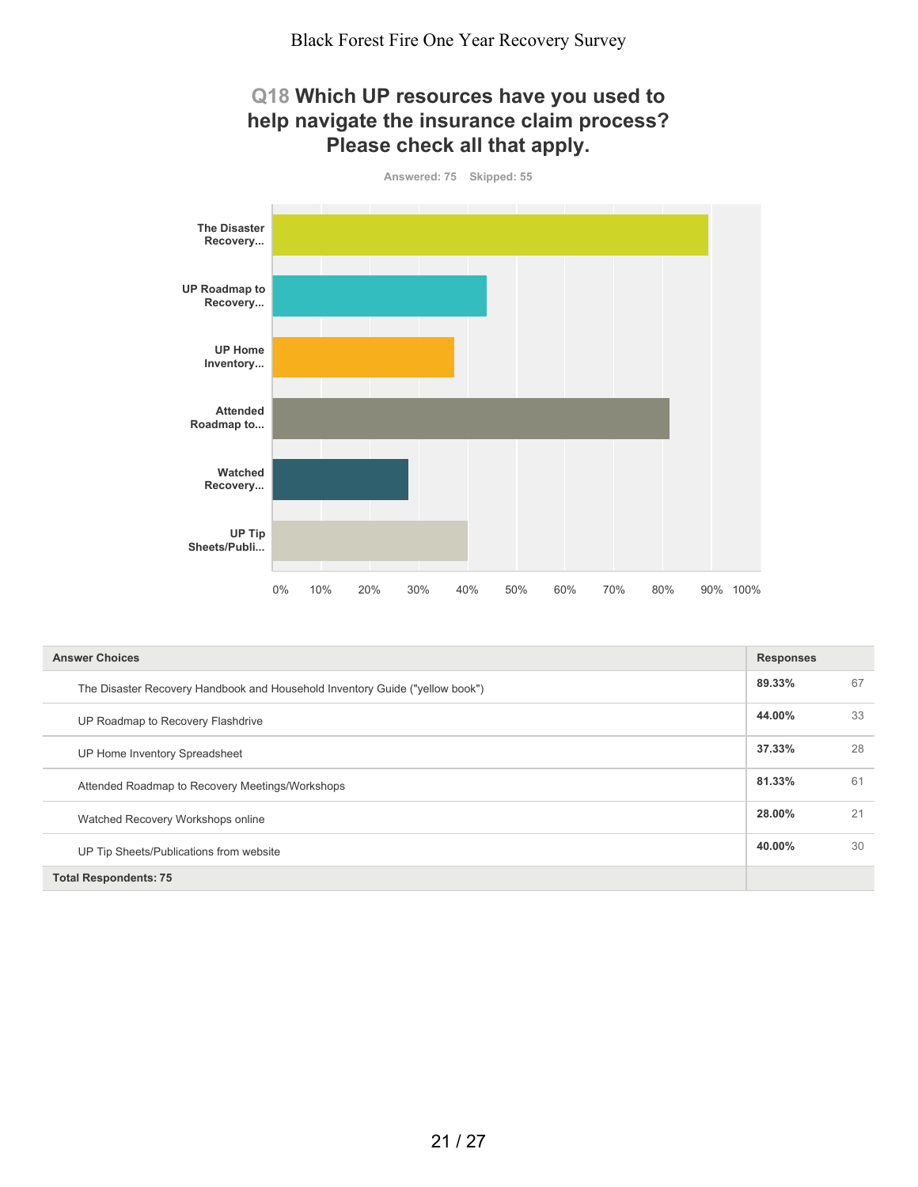## Q18 Which UP resources have you used to help navigate the insurance claim process? Please check all that apply.

Answered: 75 Skipped: 55

| Answer Choices | Responses | |
|---|---|---|
| The Disaster Recovery Handbook and Household Inventory Guide ("yellow book") | 89.33% | 67 |
| UP Roadmap to Recovery Flashdrive | 44.00% | 33 |
| UP Home Inventory Spreadsheet | 37.33% | 28 |
| Attended Roadmap to Recovery Meetings/Workshops | 81.33% | 61 |
| Watched Recovery Workshops online | 28.00% | 21 |
| UP Tip Sheets/Publications from website | 40.00% | 30 |
| Total Respondents: 75 | | |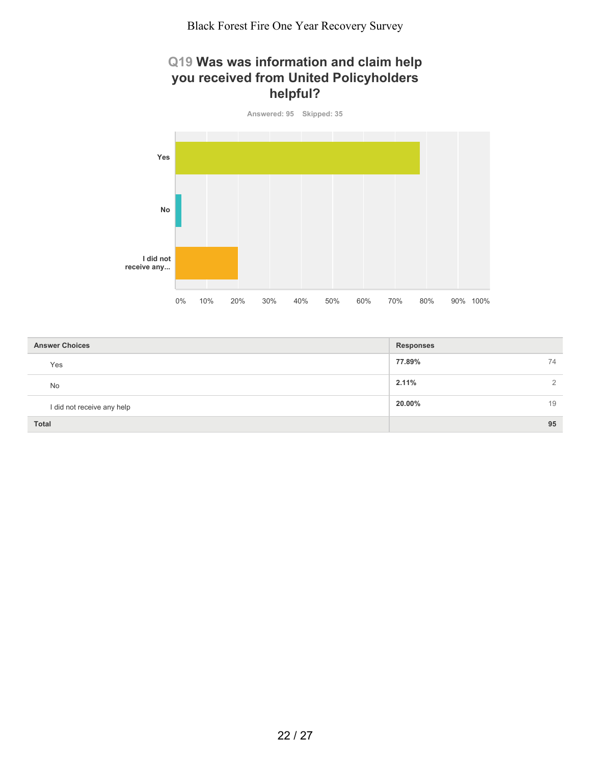## Q19 Was was information and claim help you received from United Policyholders helpful?

Answered: 95 Skipped: 35

| Answer Choices | Responses | |
|---|---|---|
| Yes | 77.89% | 74 |
| No | 2.11% | 2 |
| I did not receive any help | 20.00% | 19 |
| **Total** | | **95** |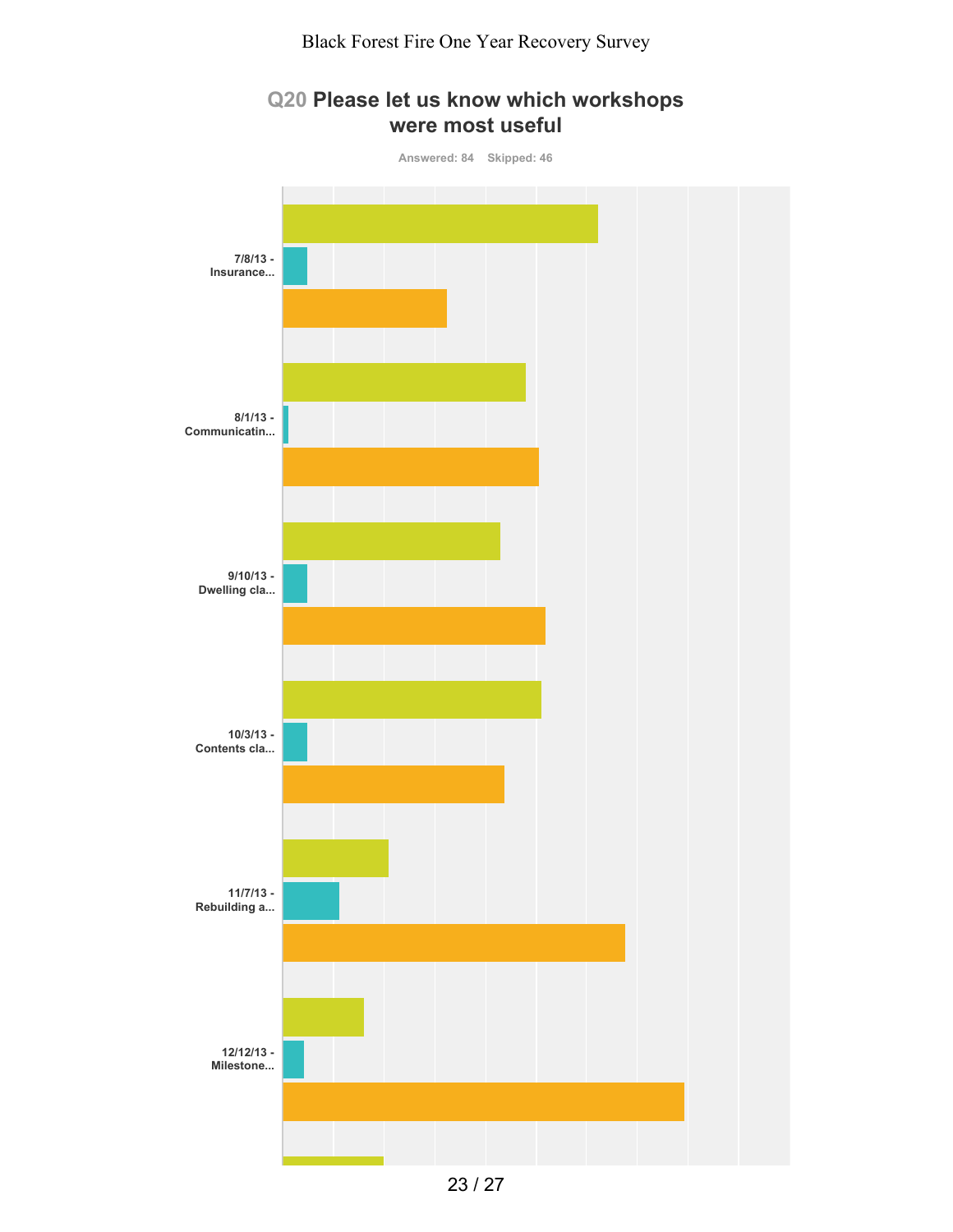## Q20 Please let us know which workshops were most useful

Answered: 84 Skipped: 46

7/8/13 - Insurance...

8/1/13 - Communicatin...

9/10/13 - Dwelling cla...

10/3/13 - Contents cla...

11/7/13 - Rebuilding a...

12/12/13 - Milestone...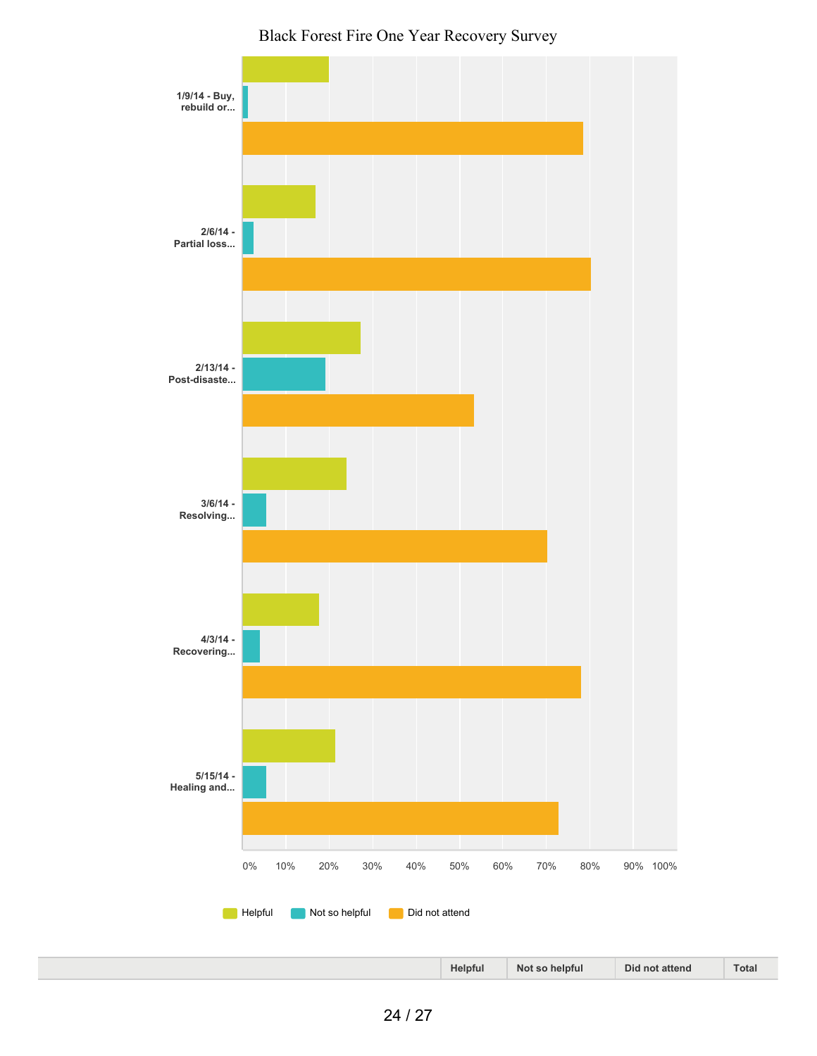Black Forest Fire One Year Recovery Survey

| 1/9/14 - Buy, rebuild or... | 2/6/14 - Partial loss... | 2/13/14 - Post-disaste... | 3/6/14 - Resolving... | 4/3/14 - Recovering... | 5/15/14 - Healing and... |
|---|---|---|---|---|---|

Helpful | Not so helpful | Did not attend

| | Helpful | Not so helpful | Did not attend | Total |
|---|---|---|---|---|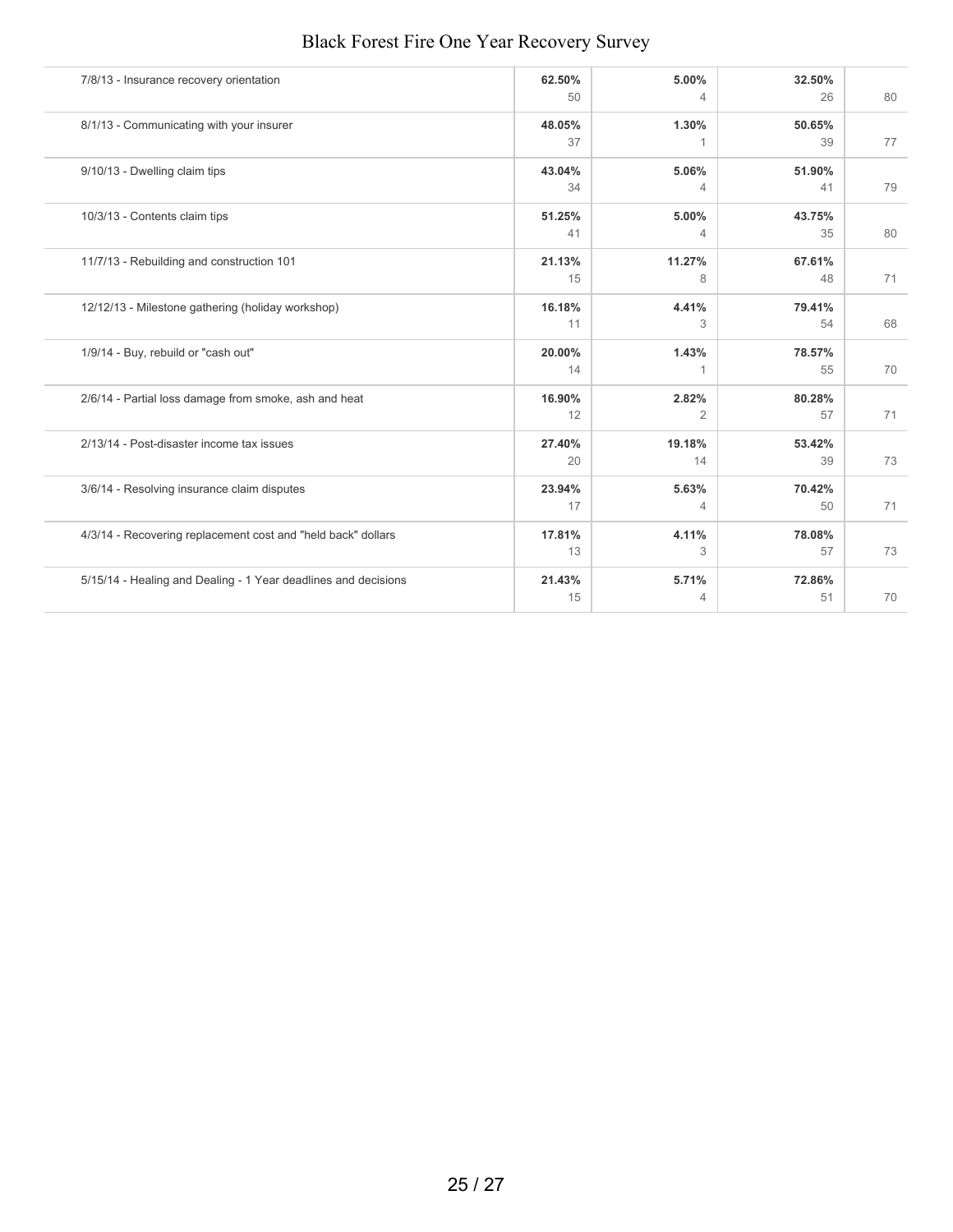| | | | | |
|---|---|---|---|---|
| 7/8/13 - Insurance recovery orientation | 62.50%<br>50 | 5.00%<br>4 | 32.50%<br>26 | 80 |
| 8/1/13 - Communicating with your insurer | 48.05%<br>37 | 1.30%<br>1 | 50.65%<br>39 | 77 |
| 9/10/13 - Dwelling claim tips | 43.04%<br>34 | 5.06%<br>4 | 51.90%<br>41 | 79 |
| 10/3/13 - Contents claim tips | 51.25%<br>41 | 5.00%<br>4 | 43.75%<br>35 | 80 |
| 11/7/13 - Rebuilding and construction 101 | 21.13%<br>15 | 11.27%<br>8 | 67.61%<br>48 | 71 |
| 12/12/13 - Milestone gathering (holiday workshop) | 16.18%<br>11 | 4.41%<br>3 | 79.41%<br>54 | 68 |
| 1/9/14 - Buy, rebuild or "cash out" | 20.00%<br>14 | 1.43%<br>1 | 78.57%<br>55 | 70 |
| 2/6/14 - Partial loss damage from smoke, ash and heat | 16.90%<br>12 | 2.82%<br>2 | 80.28%<br>57 | 71 |
| 2/13/14 - Post-disaster income tax issues | 27.40%<br>20 | 19.18%<br>14 | 53.42%<br>39 | 73 |
| 3/6/14 - Resolving insurance claim disputes | 23.94%<br>17 | 5.63%<br>4 | 70.42%<br>50 | 71 |
| 4/3/14 - Recovering replacement cost and "held back" dollars | 17.81%<br>13 | 4.11%<br>3 | 78.08%<br>57 | 73 |
| 5/15/14 - Healing and Dealing - 1 Year deadlines and decisions | 21.43%<br>15 | 5.71%<br>4 | 72.86%<br>51 | 70 |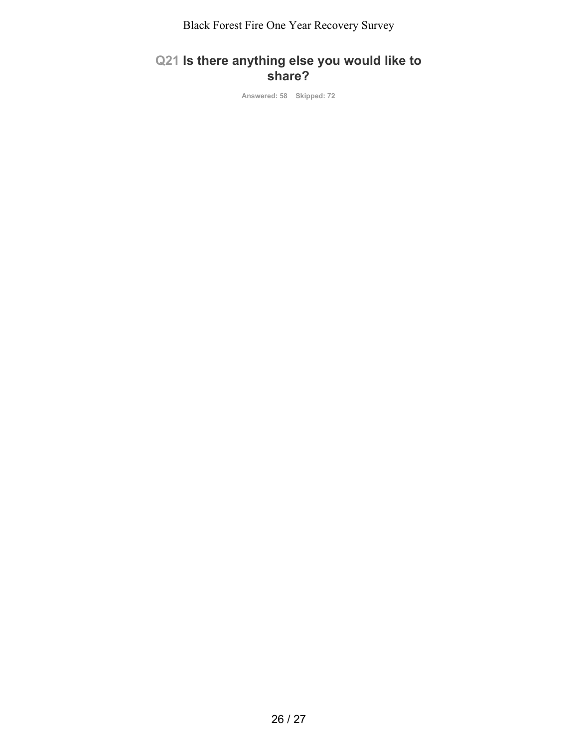## Q21 Is there anything else you would like to share?

Answered: 58    Skipped: 72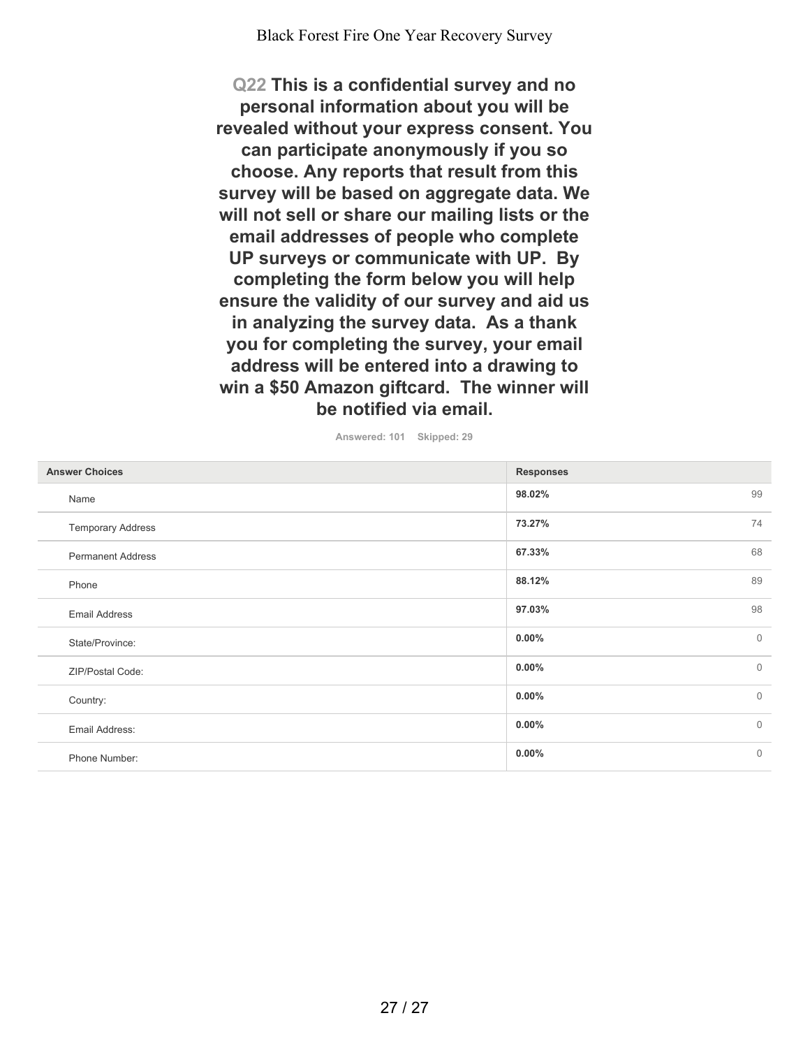**Q22 This is a confidential survey and no personal information about you will be revealed without your express consent. You can participate anonymously if you so choose. Any reports that result from this survey will be based on aggregate data. We will not sell or share our mailing lists or the email addresses of people who complete UP surveys or communicate with UP. By completing the form below you will help ensure the validity of our survey and aid us in analyzing the survey data. As a thank you for completing the survey, your email address will be entered into a drawing to win a $50 Amazon giftcard. The winner will be notified via email.**

Answered: 101 Skipped: 29

| Answer Choices | Responses | |
|---|---|---|
| Name | 98.02% | 99 |
| Temporary Address | 73.27% | 74 |
| Permanent Address | 67.33% | 68 |
| Phone | 88.12% | 89 |
| Email Address | 97.03% | 98 |
| State/Province: | 0.00% | 0 |
| ZIP/Postal Code: | 0.00% | 0 |
| Country: | 0.00% | 0 |
| Email Address: | 0.00% | 0 |
| Phone Number: | 0.00% | 0 |